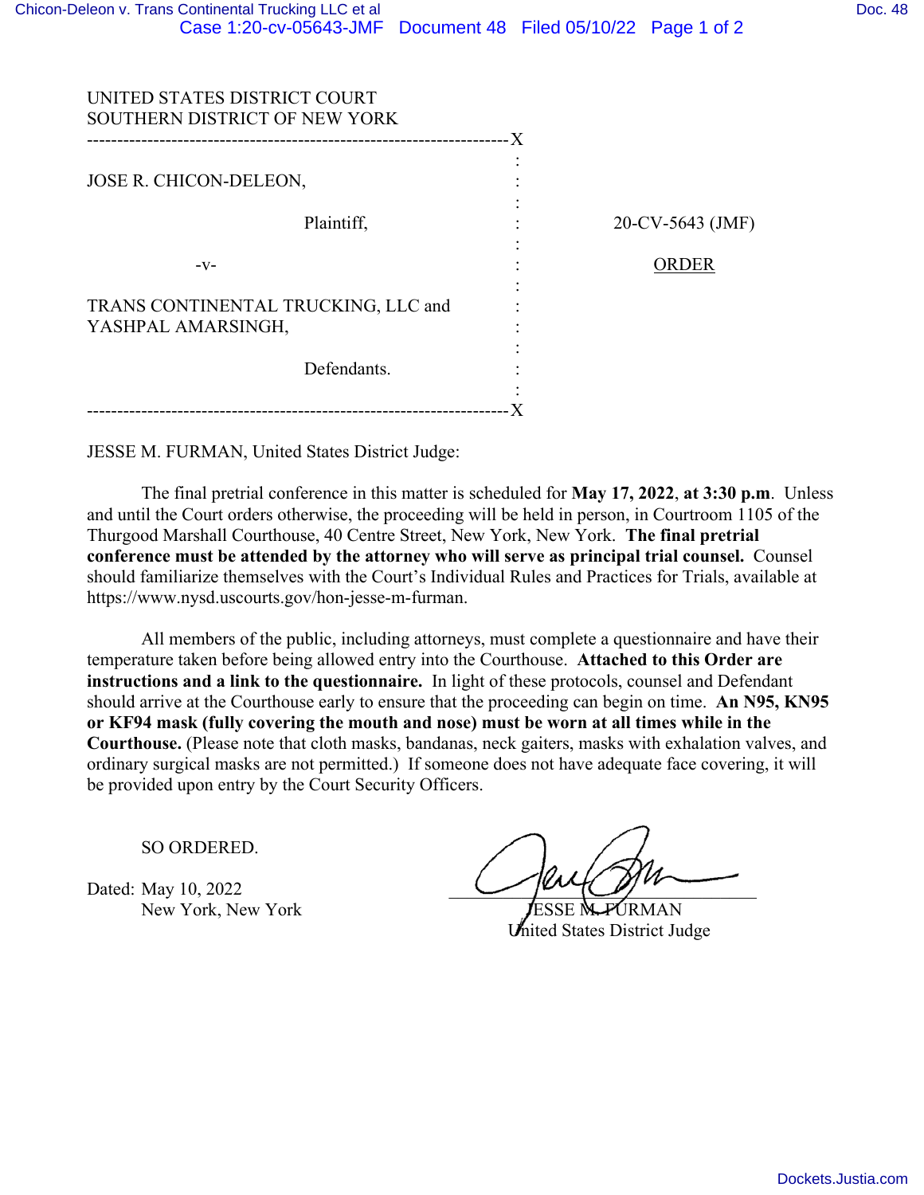UNITED STATES DISTRICT COURT
SOUTHERN DISTRICT OF NEW YORK

JOSE R. CHICON-DELEON,

Plaintiff,

-v-

TRANS CONTINENTAL TRUCKING, LLC and YASHPAL AMARSINGH,

Defendants.

20-CV-5643 (JMF)

ORDER

JESSE M. FURMAN, United States District Judge:

The final pretrial conference in this matter is scheduled for **May 17, 2022**, **at 3:30 p.m**. Unless and until the Court orders otherwise, the proceeding will be held in person, in Courtroom 1105 of the Thurgood Marshall Courthouse, 40 Centre Street, New York, New York. **The final pretrial conference must be attended by the attorney who will serve as principal trial counsel.** Counsel should familiarize themselves with the Court's Individual Rules and Practices for Trials, available at https://www.nysd.uscourts.gov/hon-jesse-m-furman.

All members of the public, including attorneys, must complete a questionnaire and have their temperature taken before being allowed entry into the Courthouse. **Attached to this Order are instructions and a link to the questionnaire.** In light of these protocols, counsel and Defendant should arrive at the Courthouse early to ensure that the proceeding can begin on time. **An N95, KN95 or KF94 mask (fully covering the mouth and nose) must be worn at all times while in the Courthouse.** (Please note that cloth masks, bandanas, neck gaiters, masks with exhalation valves, and ordinary surgical masks are not permitted.) If someone does not have adequate face covering, it will be provided upon entry by the Court Security Officers.

SO ORDERED.

Dated: May 10, 2022
New York, New York

JESSE M. FURMAN
United States District Judge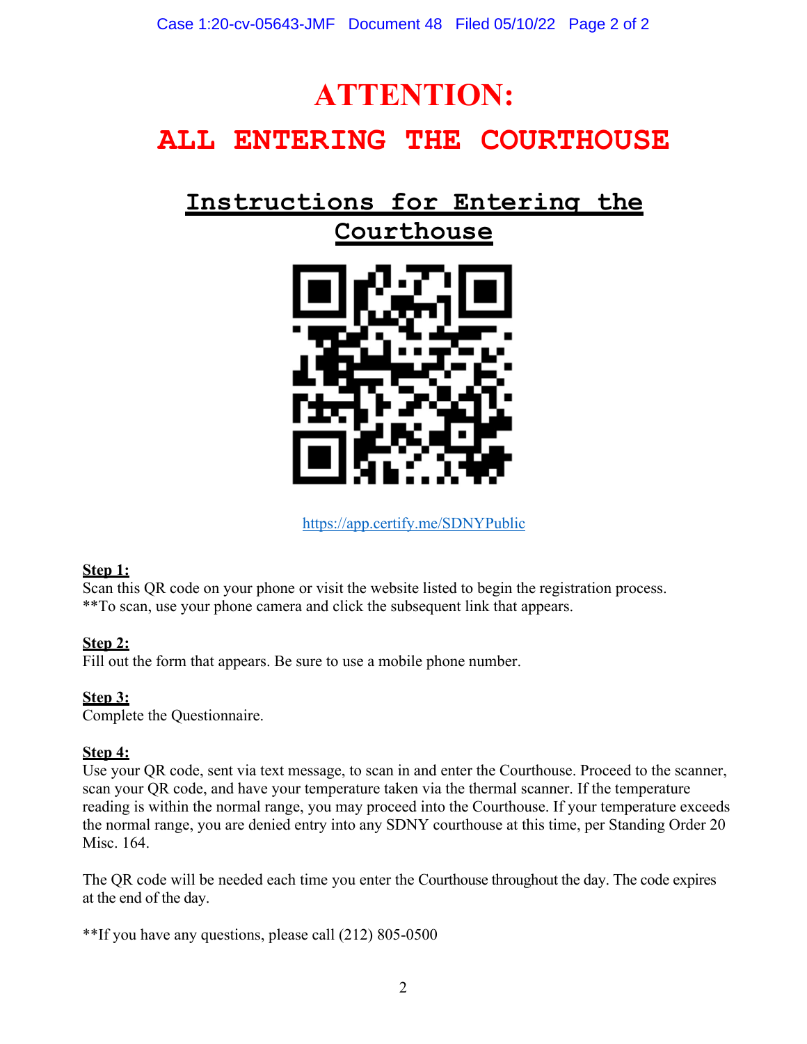# ATTENTION:

## ALL ENTERING THE COURTHOUSE

### Instructions for Entering the Courthouse

https://app.certify.me/SDNYPublic

**Step 1:**
Scan this QR code on your phone or visit the website listed to begin the registration process.
**To scan, use your phone camera and click the subsequent link that appears.

**Step 2:**
Fill out the form that appears. Be sure to use a mobile phone number.

**Step 3:**
Complete the Questionnaire.

**Step 4:**
Use your QR code, sent via text message, to scan in and enter the Courthouse. Proceed to the scanner, scan your QR code, and have your temperature taken via the thermal scanner. If the temperature reading is within the normal range, you may proceed into the Courthouse. If your temperature exceeds the normal range, you are denied entry into any SDNY courthouse at this time, per Standing Order 20 Misc. 164.

The QR code will be needed each time you enter the Courthouse throughout the day. The code expires at the end of the day.

**If you have any questions, please call (212) 805-0500